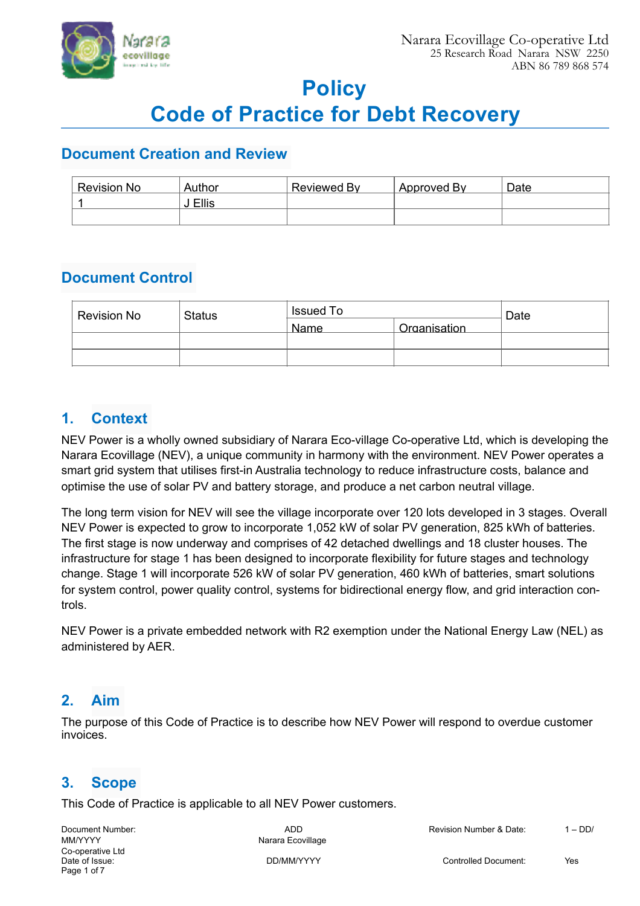Narara Ecovillage Co-operative Ltd
25 Research Road Narara NSW 2250
ABN 86 789 868 574

# Policy
# Code of Practice for Debt Recovery

## Document Creation and Review

| Revision No | Author | Reviewed By | Approved By | Date |
|---|---|---|---|---|
| 1 | J Ellis | | | |
| | | | | |

## Document Control

| Revision No | Status | Issued To | | Date |
|---|---|---|---|---|
| | | Name | Organisation | |
| | | | | |
| | | | | |

## 1. Context

NEV Power is a wholly owned subsidiary of Narara Eco-village Co-operative Ltd, which is developing the Narara Ecovillage (NEV), a unique community in harmony with the environment. NEV Power operates a smart grid system that utilises first-in Australia technology to reduce infrastructure costs, balance and optimise the use of solar PV and battery storage, and produce a net carbon neutral village.

The long term vision for NEV will see the village incorporate over 120 lots developed in 3 stages. Overall NEV Power is expected to grow to incorporate 1,052 kW of solar PV generation, 825 kWh of batteries. The first stage is now underway and comprises of 42 detached dwellings and 18 cluster houses. The infrastructure for stage 1 has been designed to incorporate flexibility for future stages and technology change. Stage 1 will incorporate 526 kW of solar PV generation, 460 kWh of batteries, smart solutions for system control, power quality control, systems for bidirectional energy flow, and grid interaction controls.

NEV Power is a private embedded network with R2 exemption under the National Energy Law (NEL) as administered by AER.

## 2. Aim

The purpose of this Code of Practice is to describe how NEV Power will respond to overdue customer invoices.

## 3. Scope

This Code of Practice is applicable to all NEV Power customers.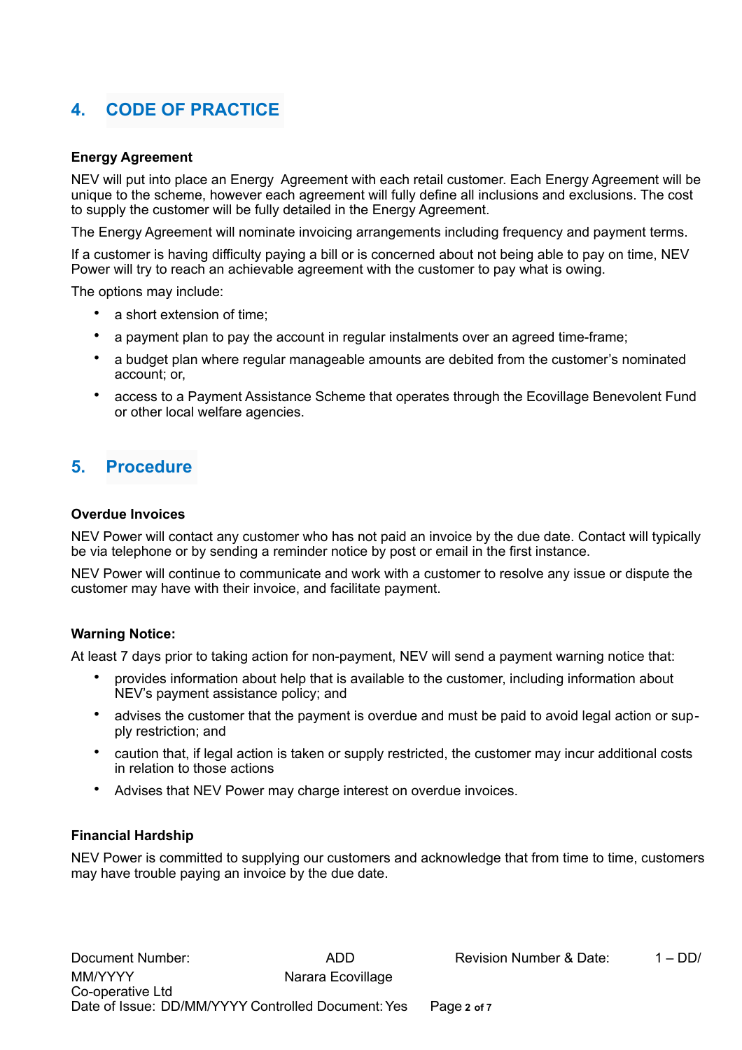## 4. CODE OF PRACTICE

**Energy Agreement**

NEV will put into place an Energy Agreement with each retail customer. Each Energy Agreement will be unique to the scheme, however each agreement will fully define all inclusions and exclusions. The cost to supply the customer will be fully detailed in the Energy Agreement.

The Energy Agreement will nominate invoicing arrangements including frequency and payment terms.

If a customer is having difficulty paying a bill or is concerned about not being able to pay on time, NEV Power will try to reach an achievable agreement with the customer to pay what is owing.

The options may include:

- a short extension of time;
- a payment plan to pay the account in regular instalments over an agreed time-frame;
- a budget plan where regular manageable amounts are debited from the customer's nominated account; or,
- access to a Payment Assistance Scheme that operates through the Ecovillage Benevolent Fund or other local welfare agencies.

## 5. Procedure

**Overdue Invoices**

NEV Power will contact any customer who has not paid an invoice by the due date. Contact will typically be via telephone or by sending a reminder notice by post or email in the first instance.

NEV Power will continue to communicate and work with a customer to resolve any issue or dispute the customer may have with their invoice, and facilitate payment.

**Warning Notice:**

At least 7 days prior to taking action for non-payment, NEV will send a payment warning notice that:

- provides information about help that is available to the customer, including information about NEV's payment assistance policy; and
- advises the customer that the payment is overdue and must be paid to avoid legal action or supply restriction; and
- caution that, if legal action is taken or supply restricted, the customer may incur additional costs in relation to those actions
- Advises that NEV Power may charge interest on overdue invoices.

**Financial Hardship**

NEV Power is committed to supplying our customers and acknowledge that from time to time, customers may have trouble paying an invoice by the due date.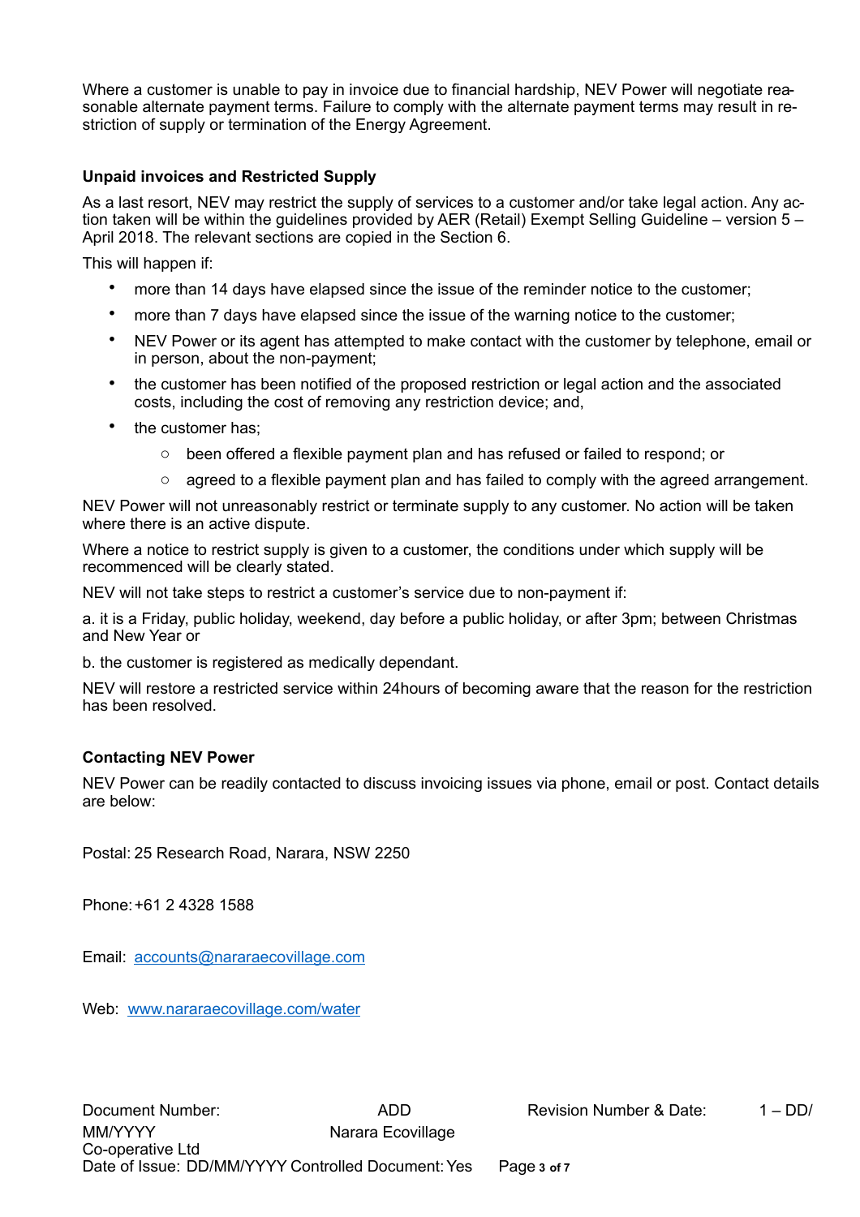Where a customer is unable to pay in invoice due to financial hardship, NEV Power will negotiate reasonable alternate payment terms. Failure to comply with the alternate payment terms may result in restriction of supply or termination of the Energy Agreement.

**Unpaid invoices and Restricted Supply**

As a last resort, NEV may restrict the supply of services to a customer and/or take legal action. Any action taken will be within the guidelines provided by AER (Retail) Exempt Selling Guideline – version 5 – April 2018. The relevant sections are copied in the Section 6.

This will happen if:

- more than 14 days have elapsed since the issue of the reminder notice to the customer;
- more than 7 days have elapsed since the issue of the warning notice to the customer;
- NEV Power or its agent has attempted to make contact with the customer by telephone, email or in person, about the non-payment;
- the customer has been notified of the proposed restriction or legal action and the associated costs, including the cost of removing any restriction device; and,
- the customer has;
  - been offered a flexible payment plan and has refused or failed to respond; or
  - agreed to a flexible payment plan and has failed to comply with the agreed arrangement.

NEV Power will not unreasonably restrict or terminate supply to any customer. No action will be taken where there is an active dispute.

Where a notice to restrict supply is given to a customer, the conditions under which supply will be recommenced will be clearly stated.

NEV will not take steps to restrict a customer's service due to non-payment if:

a. it is a Friday, public holiday, weekend, day before a public holiday, or after 3pm; between Christmas and New Year or

b. the customer is registered as medically dependant.

NEV will restore a restricted service within 24hours of becoming aware that the reason for the restriction has been resolved.

**Contacting NEV Power**

NEV Power can be readily contacted to discuss invoicing issues via phone, email or post. Contact details are below:

Postal: 25 Research Road, Narara, NSW 2250

Phone: +61 2 4328 1588

Email: accounts@nararaecovillage.com

Web: www.nararaecovillage.com/water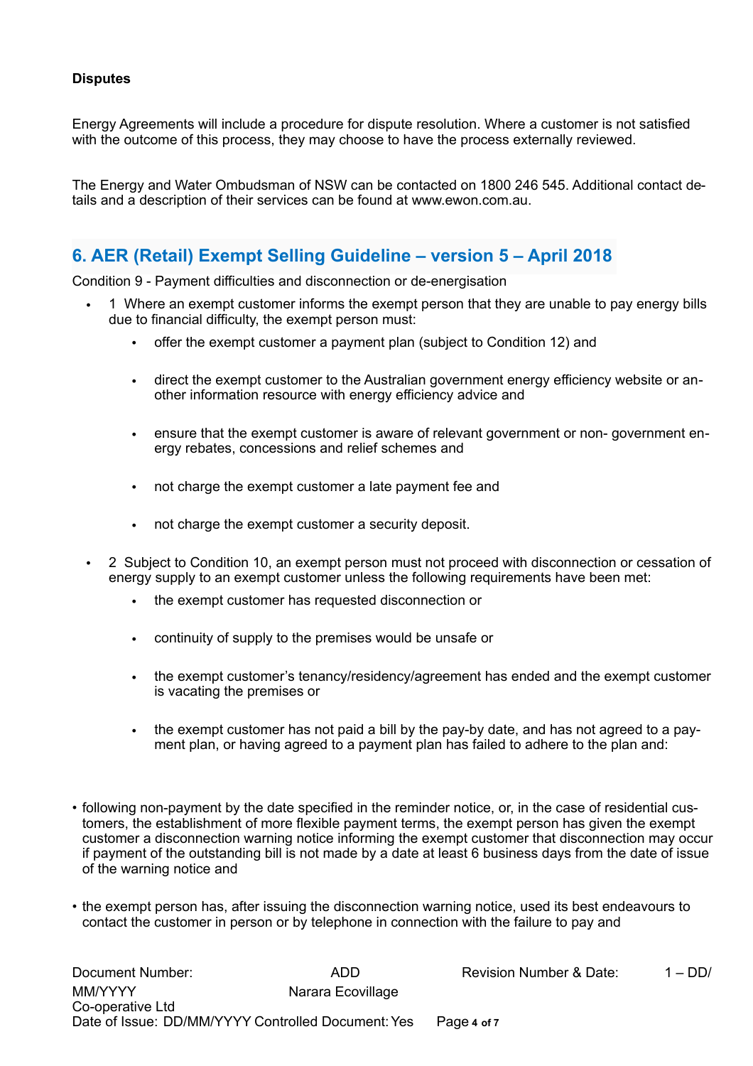**Disputes**

Energy Agreements will include a procedure for dispute resolution. Where a customer is not satisfied with the outcome of this process, they may choose to have the process externally reviewed.

The Energy and Water Ombudsman of NSW can be contacted on 1800 246 545. Additional contact details and a description of their services can be found at www.ewon.com.au.

## 6. AER (Retail) Exempt Selling Guideline – version 5 – April 2018

Condition 9 - Payment difficulties and disconnection or de-energisation

- 1 Where an exempt customer informs the exempt person that they are unable to pay energy bills due to financial difficulty, the exempt person must:
    - offer the exempt customer a payment plan (subject to Condition 12) and
    - direct the exempt customer to the Australian government energy efficiency website or another information resource with energy efficiency advice and
    - ensure that the exempt customer is aware of relevant government or non- government energy rebates, concessions and relief schemes and
    - not charge the exempt customer a late payment fee and
    - not charge the exempt customer a security deposit.
- 2 Subject to Condition 10, an exempt person must not proceed with disconnection or cessation of energy supply to an exempt customer unless the following requirements have been met:
    - the exempt customer has requested disconnection or
    - continuity of supply to the premises would be unsafe or
    - the exempt customer's tenancy/residency/agreement has ended and the exempt customer is vacating the premises or
    - the exempt customer has not paid a bill by the pay-by date, and has not agreed to a payment plan, or having agreed to a payment plan has failed to adhere to the plan and:

- following non-payment by the date specified in the reminder notice, or, in the case of residential customers, the establishment of more flexible payment terms, the exempt person has given the exempt customer a disconnection warning notice informing the exempt customer that disconnection may occur if payment of the outstanding bill is not made by a date at least 6 business days from the date of issue of the warning notice and
- the exempt person has, after issuing the disconnection warning notice, used its best endeavours to contact the customer in person or by telephone in connection with the failure to pay and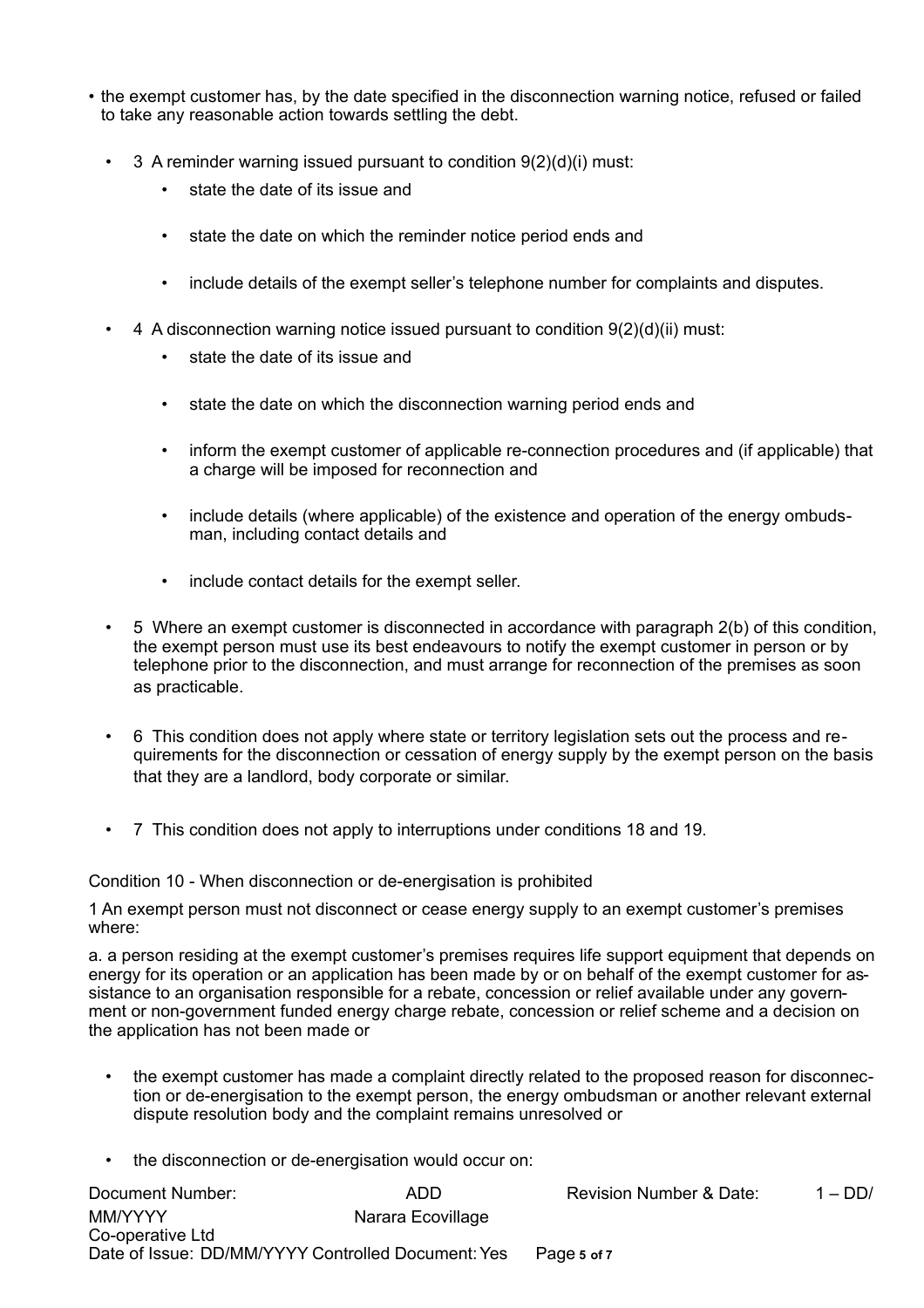- the exempt customer has, by the date specified in the disconnection warning notice, refused or failed to take any reasonable action towards settling the debt.

  - 3 A reminder warning issued pursuant to condition 9(2)(d)(i) must:
    - state the date of its issue and
    - state the date on which the reminder notice period ends and
    - include details of the exempt seller's telephone number for complaints and disputes.
  - 4 A disconnection warning notice issued pursuant to condition 9(2)(d)(ii) must:
    - state the date of its issue and
    - state the date on which the disconnection warning period ends and
    - inform the exempt customer of applicable re-connection procedures and (if applicable) that a charge will be imposed for reconnection and
    - include details (where applicable) of the existence and operation of the energy ombudsman, including contact details and
    - include contact details for the exempt seller.
  - 5 Where an exempt customer is disconnected in accordance with paragraph 2(b) of this condition, the exempt person must use its best endeavours to notify the exempt customer in person or by telephone prior to the disconnection, and must arrange for reconnection of the premises as soon as practicable.
  - 6 This condition does not apply where state or territory legislation sets out the process and requirements for the disconnection or cessation of energy supply by the exempt person on the basis that they are a landlord, body corporate or similar.
  - 7 This condition does not apply to interruptions under conditions 18 and 19.

Condition 10 - When disconnection or de-energisation is prohibited

1 An exempt person must not disconnect or cease energy supply to an exempt customer's premises where:

a. a person residing at the exempt customer's premises requires life support equipment that depends on energy for its operation or an application has been made by or on behalf of the exempt customer for assistance to an organisation responsible for a rebate, concession or relief available under any government or non-government funded energy charge rebate, concession or relief scheme and a decision on the application has not been made or

- the exempt customer has made a complaint directly related to the proposed reason for disconnection or de-energisation to the exempt person, the energy ombudsman or another relevant external dispute resolution body and the complaint remains unresolved or
- the disconnection or de-energisation would occur on: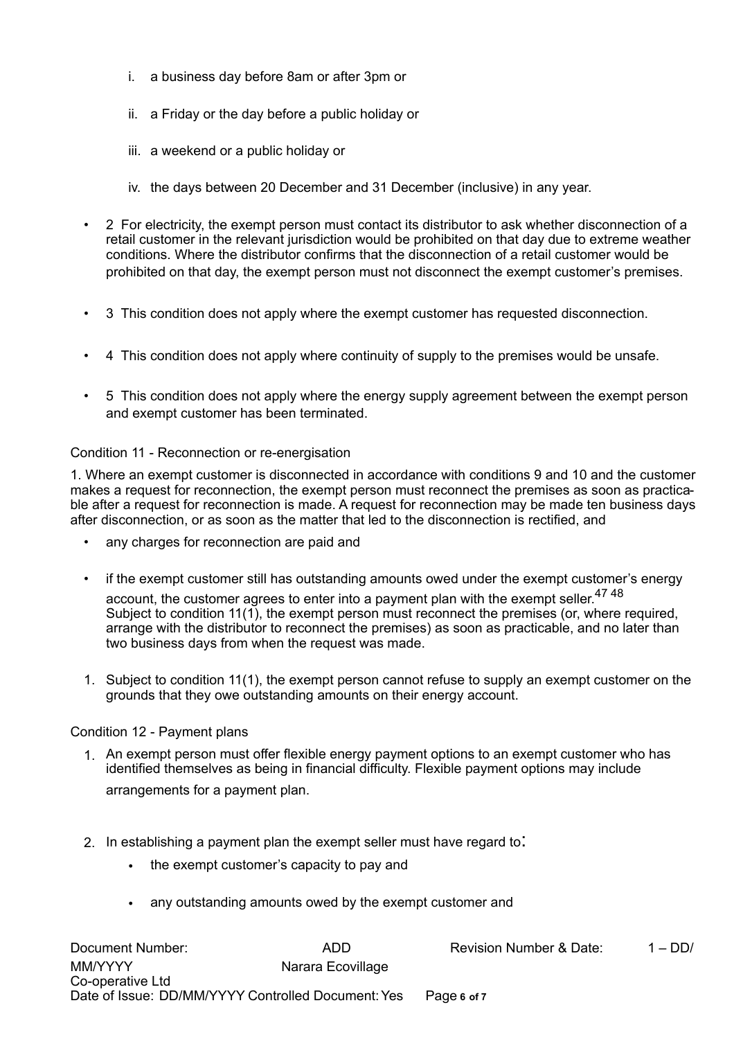i. a business day before 8am or after 3pm or

   ii. a Friday or the day before a public holiday or

   iii. a weekend or a public holiday or

   iv. the days between 20 December and 31 December (inclusive) in any year.

- 2 For electricity, the exempt person must contact its distributor to ask whether disconnection of a retail customer in the relevant jurisdiction would be prohibited on that day due to extreme weather conditions. Where the distributor confirms that the disconnection of a retail customer would be prohibited on that day, the exempt person must not disconnect the exempt customer's premises.

- 3 This condition does not apply where the exempt customer has requested disconnection.

- 4 This condition does not apply where continuity of supply to the premises would be unsafe.

- 5 This condition does not apply where the energy supply agreement between the exempt person and exempt customer has been terminated.

Condition 11 - Reconnection or re-energisation

1. Where an exempt customer is disconnected in accordance with conditions 9 and 10 and the customer makes a request for reconnection, the exempt person must reconnect the premises as soon as practicable after a request for reconnection is made. A request for reconnection may be made ten business days after disconnection, or as soon as the matter that led to the disconnection is rectified, and

- any charges for reconnection are paid and

- if the exempt customer still has outstanding amounts owed under the exempt customer's energy account, the customer agrees to enter into a payment plan with the exempt seller.[47 48]
  Subject to condition 11(1), the exempt person must reconnect the premises (or, where required, arrange with the distributor to reconnect the premises) as soon as practicable, and no later than two business days from when the request was made.

1. Subject to condition 11(1), the exempt person cannot refuse to supply an exempt customer on the grounds that they owe outstanding amounts on their energy account.

Condition 12 - Payment plans

1. An exempt person must offer flexible energy payment options to an exempt customer who has identified themselves as being in financial difficulty. Flexible payment options may include arrangements for a payment plan.

2. In establishing a payment plan the exempt seller must have regard to:
   - the exempt customer's capacity to pay and
   - any outstanding amounts owed by the exempt customer and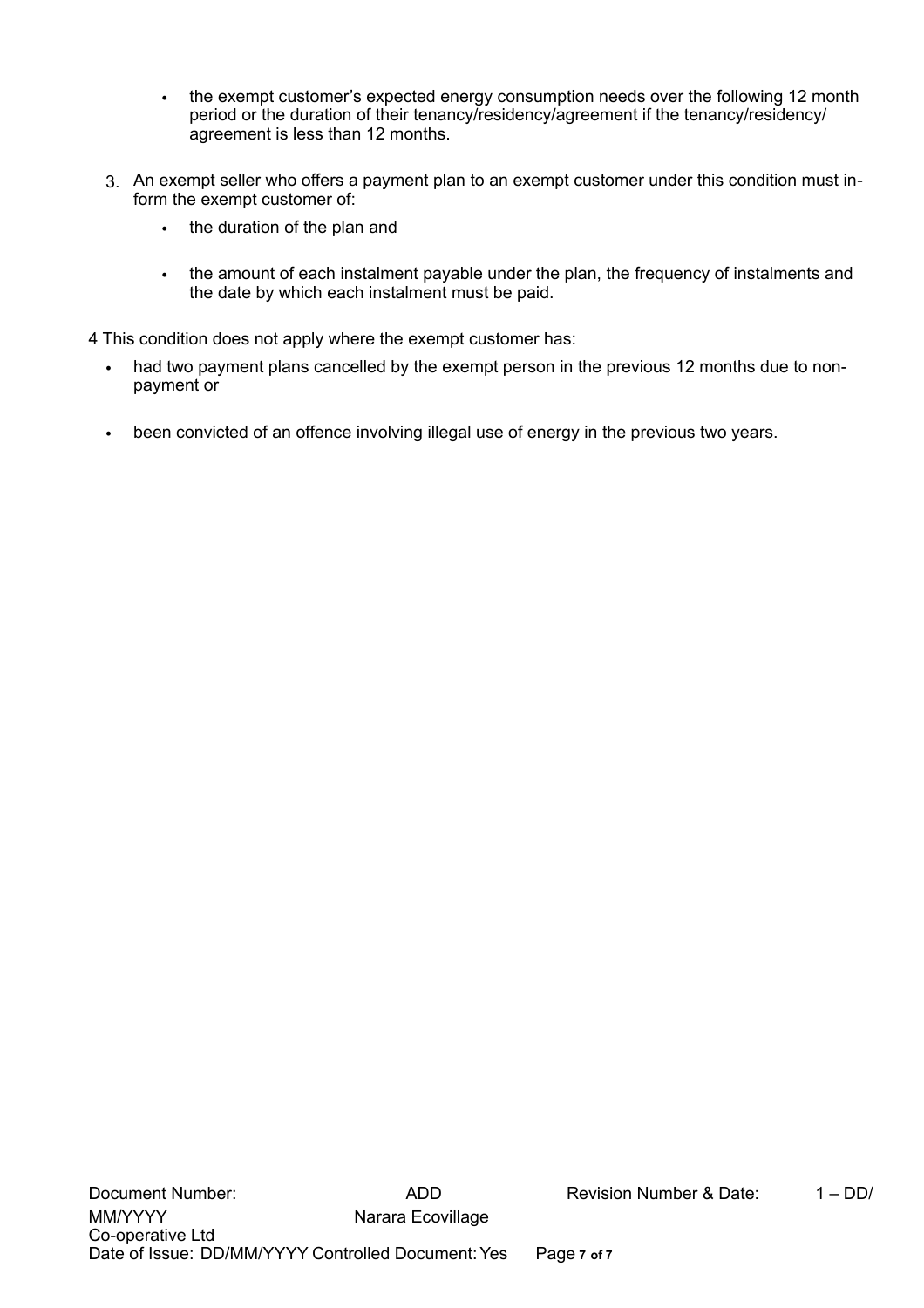- the exempt customer's expected energy consumption needs over the following 12 month period or the duration of their tenancy/residency/agreement if the tenancy/residency/agreement is less than 12 months.

3. An exempt seller who offers a payment plan to an exempt customer under this condition must inform the exempt customer of:
    - the duration of the plan and
    - the amount of each instalment payable under the plan, the frequency of instalments and the date by which each instalment must be paid.

4 This condition does not apply where the exempt customer has:

- had two payment plans cancelled by the exempt person in the previous 12 months due to non-payment or
- been convicted of an offence involving illegal use of energy in the previous two years.